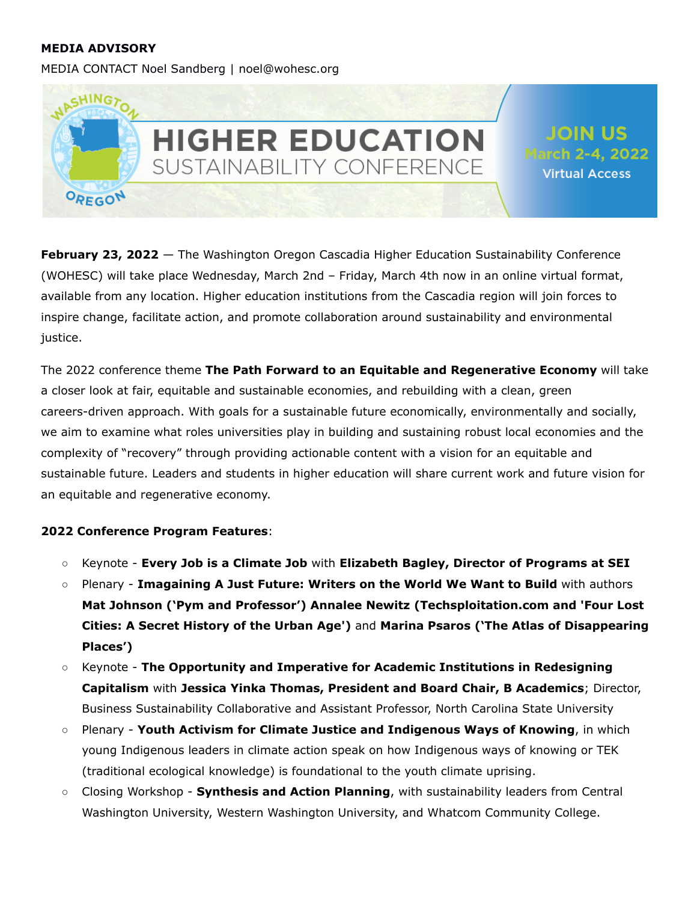**MEDIA ADVISORY**

MEDIA CONTACT Noel Sandberg | noel@wohesc.org

WASHINGTON OREGON HIGHER EDUCATION SUSTAINABILITY CONFERENCE

JOIN US March 2-4, 2022 Virtual Access

**February 23, 2022** — The Washington Oregon Cascadia Higher Education Sustainability Conference (WOHESC) will take place Wednesday, March 2nd – Friday, March 4th now in an online virtual format, available from any location. Higher education institutions from the Cascadia region will join forces to inspire change, facilitate action, and promote collaboration around sustainability and environmental justice.

The 2022 conference theme **The Path Forward to an Equitable and Regenerative Economy** will take a closer look at fair, equitable and sustainable economies, and rebuilding with a clean, green careers-driven approach. With goals for a sustainable future economically, environmentally and socially, we aim to examine what roles universities play in building and sustaining robust local economies and the complexity of "recovery" through providing actionable content with a vision for an equitable and sustainable future. Leaders and students in higher education will share current work and future vision for an equitable and regenerative economy.

**2022 Conference Program Features**:

- Keynote - **Every Job is a Climate Job** with **Elizabeth Bagley, Director of Programs at SEI**
- Plenary - **Imagaining A Just Future: Writers on the World We Want to Build** with authors **Mat Johnson ('Pym and Professor') Annalee Newitz (Techsploitation.com and 'Four Lost Cities: A Secret History of the Urban Age')** and **Marina Psaros ('The Atlas of Disappearing Places')**
- Keynote - **The Opportunity and Imperative for Academic Institutions in Redesigning Capitalism** with **Jessica Yinka Thomas, President and Board Chair, B Academics**; Director, Business Sustainability Collaborative and Assistant Professor, North Carolina State University
- Plenary - **Youth Activism for Climate Justice and Indigenous Ways of Knowing**, in which young Indigenous leaders in climate action speak on how Indigenous ways of knowing or TEK (traditional ecological knowledge) is foundational to the youth climate uprising.
- Closing Workshop - **Synthesis and Action Planning**, with sustainability leaders from Central Washington University, Western Washington University, and Whatcom Community College.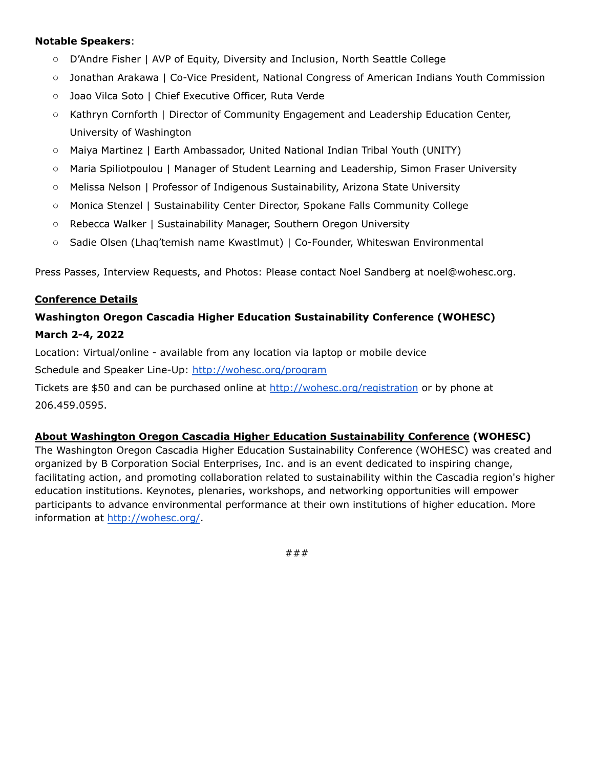**Notable Speakers**:

- D'Andre Fisher | AVP of Equity, Diversity and Inclusion, North Seattle College
- Jonathan Arakawa | Co-Vice President, National Congress of American Indians Youth Commission
- Joao Vilca Soto | Chief Executive Officer, Ruta Verde
- Kathryn Cornforth | Director of Community Engagement and Leadership Education Center, University of Washington
- Maiya Martinez | Earth Ambassador, United National Indian Tribal Youth (UNITY)
- Maria Spiliotpoulou | Manager of Student Learning and Leadership, Simon Fraser University
- Melissa Nelson | Professor of Indigenous Sustainability, Arizona State University
- Monica Stenzel | Sustainability Center Director, Spokane Falls Community College
- Rebecca Walker | Sustainability Manager, Southern Oregon University
- Sadie Olsen (Lhaq'temish name Kwastlmut) | Co-Founder, Whiteswan Environmental

Press Passes, Interview Requests, and Photos: Please contact Noel Sandberg at noel@wohesc.org.

**Conference Details**

**Washington Oregon Cascadia Higher Education Sustainability Conference (WOHESC)**
**March 2-4, 2022**

Location: Virtual/online - available from any location via laptop or mobile device

Schedule and Speaker Line-Up: http://wohesc.org/program

Tickets are $50 and can be purchased online at http://wohesc.org/registration or by phone at 206.459.0595.

**About Washington Oregon Cascadia Higher Education Sustainability Conference (WOHESC)**

The Washington Oregon Cascadia Higher Education Sustainability Conference (WOHESC) was created and organized by B Corporation Social Enterprises, Inc. and is an event dedicated to inspiring change, facilitating action, and promoting collaboration related to sustainability within the Cascadia region's higher education institutions. Keynotes, plenaries, workshops, and networking opportunities will empower participants to advance environmental performance at their own institutions of higher education. More information at http://wohesc.org/.

###